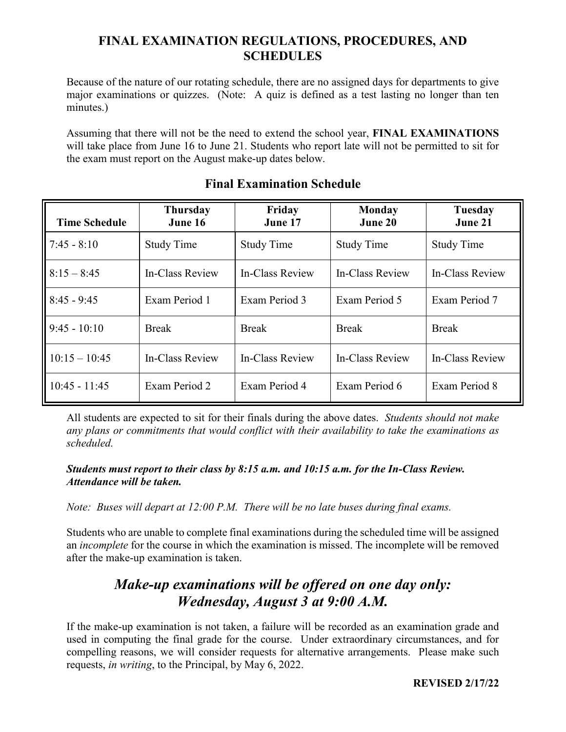# FINAL EXAMINATION REGULATIONS, PROCEDURES, AND SCHEDULES

Because of the nature of our rotating schedule, there are no assigned days for departments to give major examinations or quizzes. (Note: A quiz is defined as a test lasting no longer than ten minutes.)

Assuming that there will not be the need to extend the school year, **FINAL EXAMINATIONS** will take place from June 16 to June 21. Students who report late will not be permitted to sit for the exam must report on the August make-up dates below.

## Final Examination Schedule

| Time Schedule | Thursday June 16 | Friday June 17 | Monday June 20 | Tuesday June 21 |
|---|---|---|---|---|
| 7:45 - 8:10 | Study Time | Study Time | Study Time | Study Time |
| 8:15 – 8:45 | In-Class Review | In-Class Review | In-Class Review | In-Class Review |
| 8:45 - 9:45 | Exam Period 1 | Exam Period 3 | Exam Period 5 | Exam Period 7 |
| 9:45 - 10:10 | Break | Break | Break | Break |
| 10:15 – 10:45 | In-Class Review | In-Class Review | In-Class Review | In-Class Review |
| 10:45 - 11:45 | Exam Period 2 | Exam Period 4 | Exam Period 6 | Exam Period 8 |

All students are expected to sit for their finals during the above dates. *Students should not make any plans or commitments that would conflict with their availability to take the examinations as scheduled.*

***Students must report to their class by 8:15 a.m. and 10:15 a.m. for the In-Class Review. Attendance will be taken.***

*Note: Buses will depart at 12:00 P.M. There will be no late buses during final exams.*

Students who are unable to complete final examinations during the scheduled time will be assigned an *incomplete* for the course in which the examination is missed. The incomplete will be removed after the make-up examination is taken.

## *Make-up examinations will be offered on one day only: Wednesday, August 3 at 9:00 A.M.*

If the make-up examination is not taken, a failure will be recorded as an examination grade and used in computing the final grade for the course. Under extraordinary circumstances, and for compelling reasons, we will consider requests for alternative arrangements. Please make such requests, *in writing*, to the Principal, by May 6, 2022.

**REVISED 2/17/22**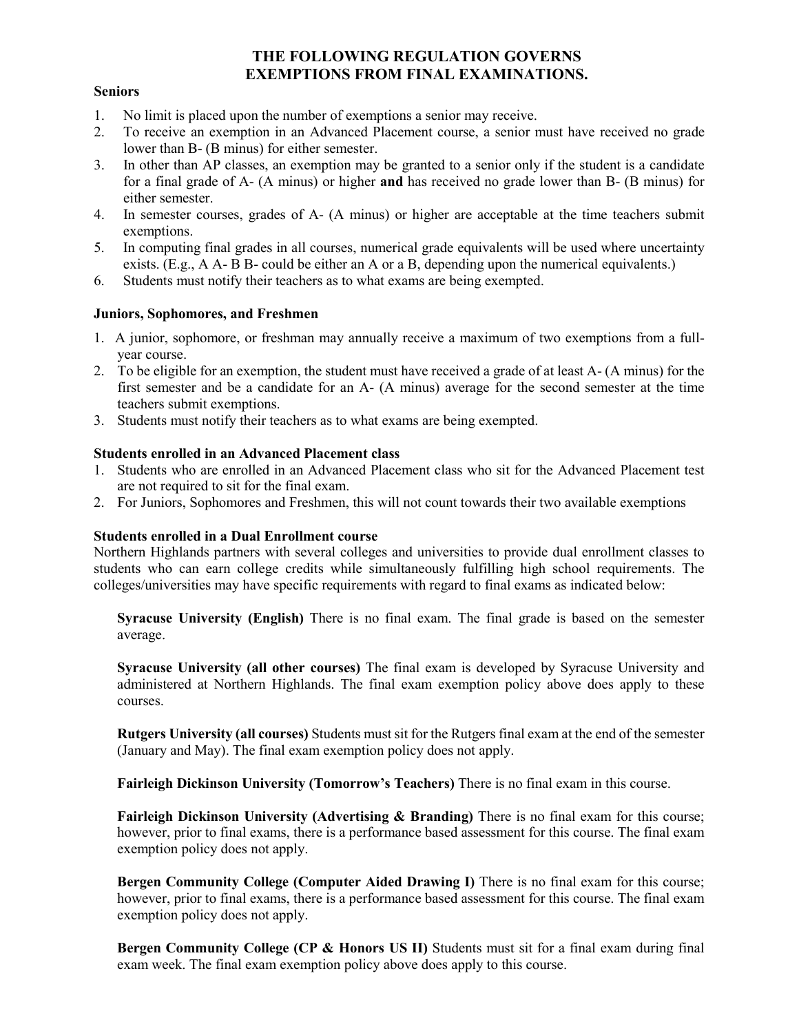# THE FOLLOWING REGULATION GOVERNS EXEMPTIONS FROM FINAL EXAMINATIONS.

**Seniors**

1. No limit is placed upon the number of exemptions a senior may receive.
2. To receive an exemption in an Advanced Placement course, a senior must have received no grade lower than B- (B minus) for either semester.
3. In other than AP classes, an exemption may be granted to a senior only if the student is a candidate for a final grade of A- (A minus) or higher **and** has received no grade lower than B- (B minus) for either semester.
4. In semester courses, grades of A- (A minus) or higher are acceptable at the time teachers submit exemptions.
5. In computing final grades in all courses, numerical grade equivalents will be used where uncertainty exists. (E.g., A A- B B- could be either an A or a B, depending upon the numerical equivalents.)
6. Students must notify their teachers as to what exams are being exempted.

**Juniors, Sophomores, and Freshmen**

1. A junior, sophomore, or freshman may annually receive a maximum of two exemptions from a full-year course.
2. To be eligible for an exemption, the student must have received a grade of at least A- (A minus) for the first semester and be a candidate for an A- (A minus) average for the second semester at the time teachers submit exemptions.
3. Students must notify their teachers as to what exams are being exempted.

**Students enrolled in an Advanced Placement class**

1. Students who are enrolled in an Advanced Placement class who sit for the Advanced Placement test are not required to sit for the final exam.
2. For Juniors, Sophomores and Freshmen, this will not count towards their two available exemptions

**Students enrolled in a Dual Enrollment course**

Northern Highlands partners with several colleges and universities to provide dual enrollment classes to students who can earn college credits while simultaneously fulfilling high school requirements. The colleges/universities may have specific requirements with regard to final exams as indicated below:

**Syracuse University (English)** There is no final exam. The final grade is based on the semester average.

**Syracuse University (all other courses)** The final exam is developed by Syracuse University and administered at Northern Highlands. The final exam exemption policy above does apply to these courses.

**Rutgers University (all courses)** Students must sit for the Rutgers final exam at the end of the semester (January and May). The final exam exemption policy does not apply.

**Fairleigh Dickinson University (Tomorrow's Teachers)** There is no final exam in this course.

**Fairleigh Dickinson University (Advertising & Branding)** There is no final exam for this course; however, prior to final exams, there is a performance based assessment for this course. The final exam exemption policy does not apply.

**Bergen Community College (Computer Aided Drawing I)** There is no final exam for this course; however, prior to final exams, there is a performance based assessment for this course. The final exam exemption policy does not apply.

**Bergen Community College (CP & Honors US II)** Students must sit for a final exam during final exam week. The final exam exemption policy above does apply to this course.